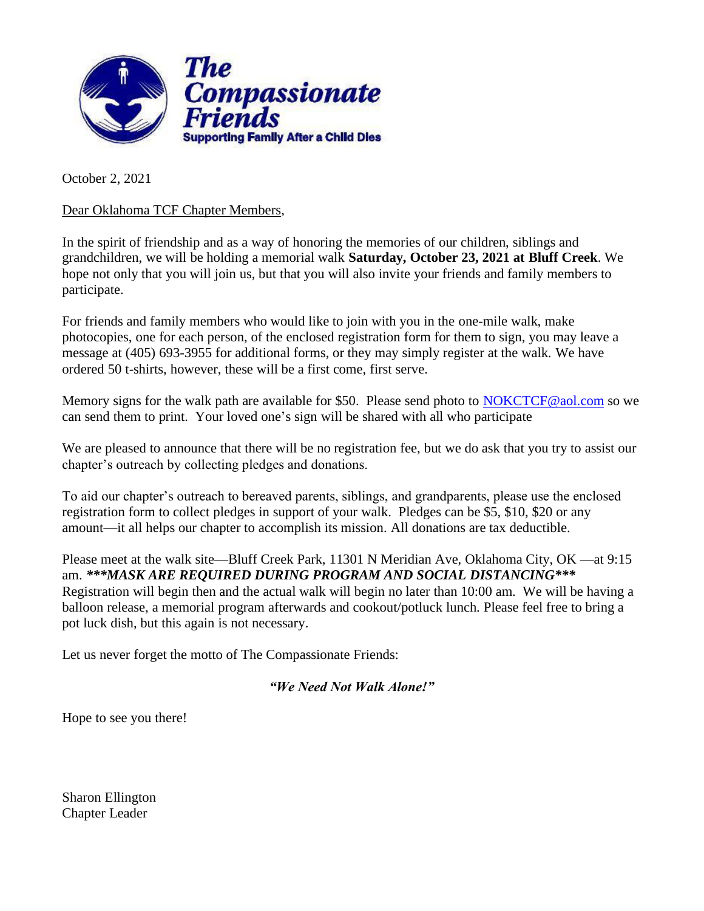**The Compassionate Friends**
**Supporting Family After a Child Dies**

October 2, 2021

Dear Oklahoma TCF Chapter Members,

In the spirit of friendship and as a way of honoring the memories of our children, siblings and grandchildren, we will be holding a memorial walk **Saturday, October 23, 2021 at Bluff Creek**. We hope not only that you will join us, but that you will also invite your friends and family members to participate.

For friends and family members who would like to join with you in the one-mile walk, make photocopies, one for each person, of the enclosed registration form for them to sign, you may leave a message at (405) 693-3955 for additional forms, or they may simply register at the walk. We have ordered 50 t-shirts, however, these will be a first come, first serve.

Memory signs for the walk path are available for $50. Please send photo to NOKCTCF@aol.com so we can send them to print. Your loved one's sign will be shared with all who participate

We are pleased to announce that there will be no registration fee, but we do ask that you try to assist our chapter's outreach by collecting pledges and donations.

To aid our chapter's outreach to bereaved parents, siblings, and grandparents, please use the enclosed registration form to collect pledges in support of your walk. Pledges can be $5, $10, $20 or any amount—it all helps our chapter to accomplish its mission. All donations are tax deductible.

Please meet at the walk site—Bluff Creek Park, 11301 N Meridian Ave, Oklahoma City, OK —at 9:15 am. ***\*\*\*MASK ARE REQUIRED DURING PROGRAM AND SOCIAL DISTANCING\*\*\**** Registration will begin then and the actual walk will begin no later than 10:00 am. We will be having a balloon release, a memorial program afterwards and cookout/potluck lunch. Please feel free to bring a pot luck dish, but this again is not necessary.

Let us never forget the motto of The Compassionate Friends:

***"We Need Not Walk Alone!"***

Hope to see you there!

Sharon Ellington
Chapter Leader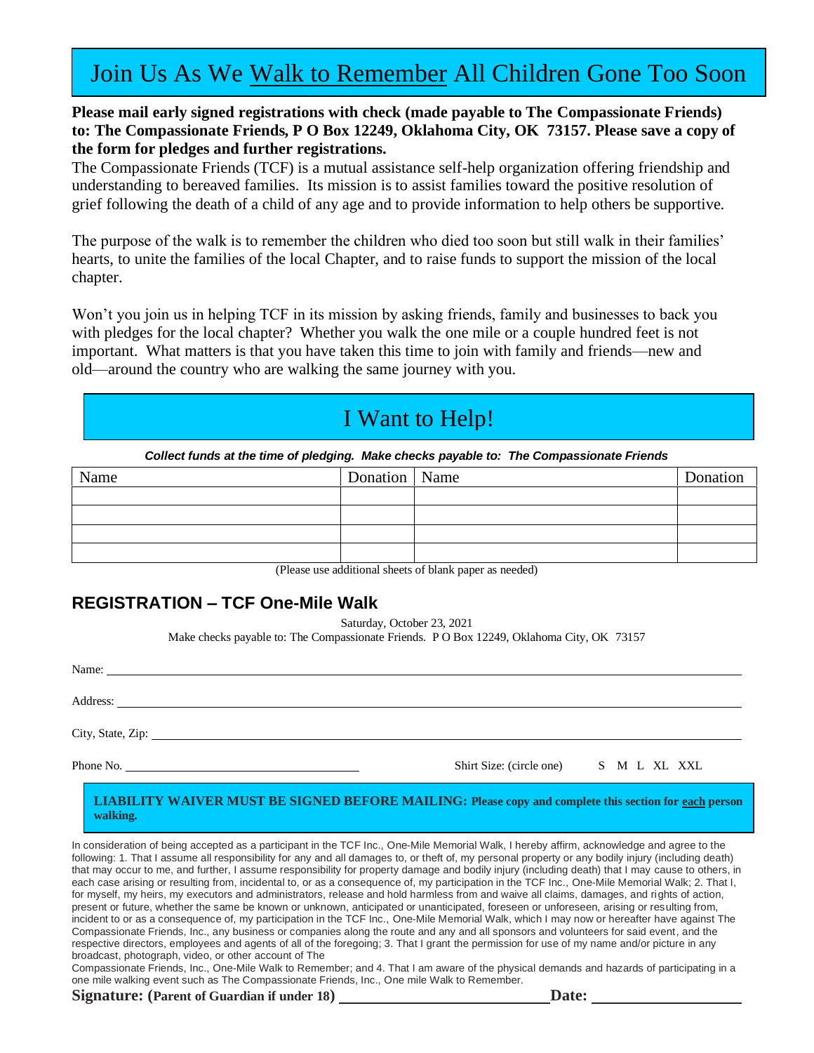# Join Us As We Walk to Remember All Children Gone Too Soon

**Please mail early signed registrations with check (made payable to The Compassionate Friends) to: The Compassionate Friends, P O Box 12249, Oklahoma City, OK 73157. Please save a copy of the form for pledges and further registrations.**

The Compassionate Friends (TCF) is a mutual assistance self-help organization offering friendship and understanding to bereaved families. Its mission is to assist families toward the positive resolution of grief following the death of a child of any age and to provide information to help others be supportive.

The purpose of the walk is to remember the children who died too soon but still walk in their families' hearts, to unite the families of the local Chapter, and to raise funds to support the mission of the local chapter.

Won't you join us in helping TCF in its mission by asking friends, family and businesses to back you with pledges for the local chapter? Whether you walk the one mile or a couple hundred feet is not important. What matters is that you have taken this time to join with family and friends—new and old—around the country who are walking the same journey with you.

## I Want to Help!

***Collect funds at the time of pledging. Make checks payable to: The Compassionate Friends***

| Name | Donation | Name | Donation |
|---|---|---|---|
| | | | |
| | | | |
| | | | |
| | | | |

(Please use additional sheets of blank paper as needed)

## REGISTRATION – TCF One-Mile Walk

Saturday, October 23, 2021

Make checks payable to: The Compassionate Friends. P O Box 12249, Oklahoma City, OK 73157

Name: ______________________________

Address: ______________________________

City, State, Zip: ______________________________

Phone No. ______________________________ Shirt Size: (circle one) S M L XL XXL

**LIABILITY WAIVER MUST BE SIGNED BEFORE MAILING: Please copy and complete this section for each person walking.**

In consideration of being accepted as a participant in the TCF Inc., One-Mile Memorial Walk, I hereby affirm, acknowledge and agree to the following: 1. That I assume all responsibility for any and all damages to, or theft of, my personal property or any bodily injury (including death) that may occur to me, and further, I assume responsibility for property damage and bodily injury (including death) that I may cause to others, in each case arising or resulting from, incidental to, or as a consequence of, my participation in the TCF Inc., One-Mile Memorial Walk; 2. That I, for myself, my heirs, my executors and administrators, release and hold harmless from and waive all claims, damages, and rights of action, present or future, whether the same be known or unknown, anticipated or unanticipated, foreseen or unforeseen, arising or resulting from, incident to or as a consequence of, my participation in the TCF Inc., One-Mile Memorial Walk, which I may now or hereafter have against The Compassionate Friends, Inc., any business or companies along the route and any and all sponsors and volunteers for said event, and the respective directors, employees and agents of all of the foregoing; 3. That I grant the permission for use of my name and/or picture in any broadcast, photograph, video, or other account of The Compassionate Friends, Inc., One-Mile Walk to Remember; and 4. That I am aware of the physical demands and hazards of participating in a one mile walking event such as The Compassionate Friends, Inc., One mile Walk to Remember.

**Signature: (Parent of Guardian if under 18)** ______________________________ **Date:** ______________________________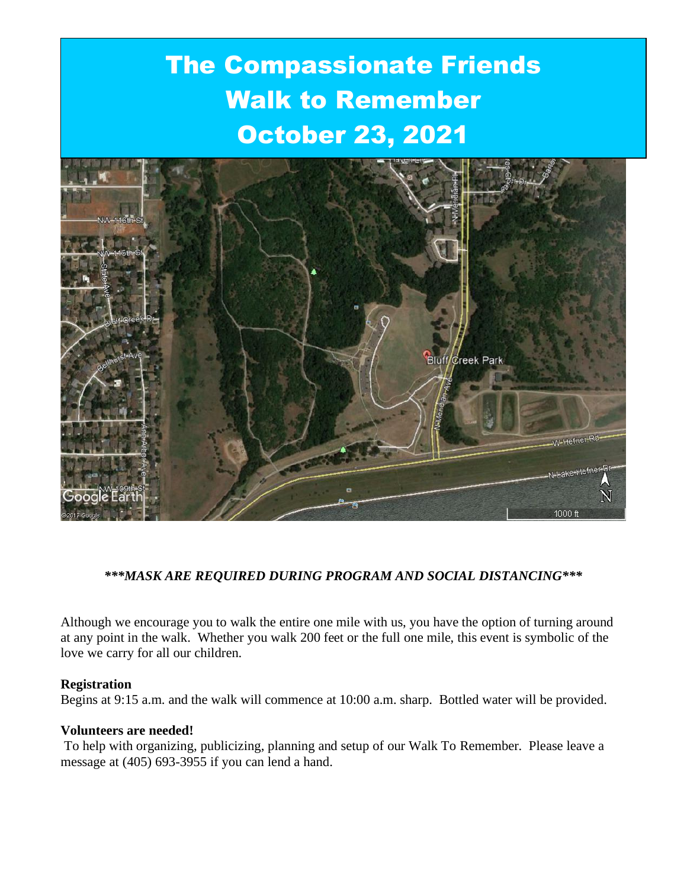# The Compassionate Friends Walk to Remember October 23, 2021

***\*\*\*MASK ARE REQUIRED DURING PROGRAM AND SOCIAL DISTANCING\*\*\****

Although we encourage you to walk the entire one mile with us, you have the option of turning around at any point in the walk. Whether you walk 200 feet or the full one mile, this event is symbolic of the love we carry for all our children.

**Registration**

Begins at 9:15 a.m. and the walk will commence at 10:00 a.m. sharp. Bottled water will be provided.

**Volunteers are needed!**

To help with organizing, publicizing, planning and setup of our Walk To Remember. Please leave a message at (405) 693-3955 if you can lend a hand.